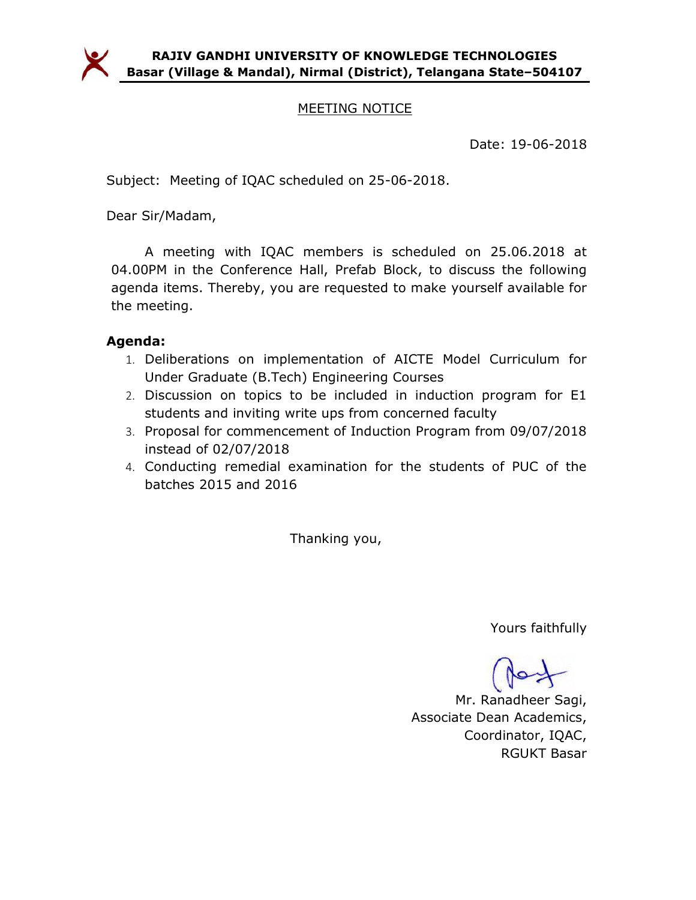**RAJIV GANDHI UNIVERSITY OF KNOWLEDGE TECHNOLOGIES**
**Basar (Village & Mandal), Nirmal (District), Telangana State–504107**

## MEETING NOTICE

Date: 19-06-2018

Subject: Meeting of IQAC scheduled on 25-06-2018.

Dear Sir/Madam,

A meeting with IQAC members is scheduled on 25.06.2018 at 04.00PM in the Conference Hall, Prefab Block, to discuss the following agenda items. Thereby, you are requested to make yourself available for the meeting.

**Agenda:**

1. Deliberations on implementation of AICTE Model Curriculum for Under Graduate (B.Tech) Engineering Courses
2. Discussion on topics to be included in induction program for E1 students and inviting write ups from concerned faculty
3. Proposal for commencement of Induction Program from 09/07/2018 instead of 02/07/2018
4. Conducting remedial examination for the students of PUC of the batches 2015 and 2016

Thanking you,

Yours faithfully

Mr. Ranadheer Sagi,
Associate Dean Academics,
Coordinator, IQAC,
RGUKT Basar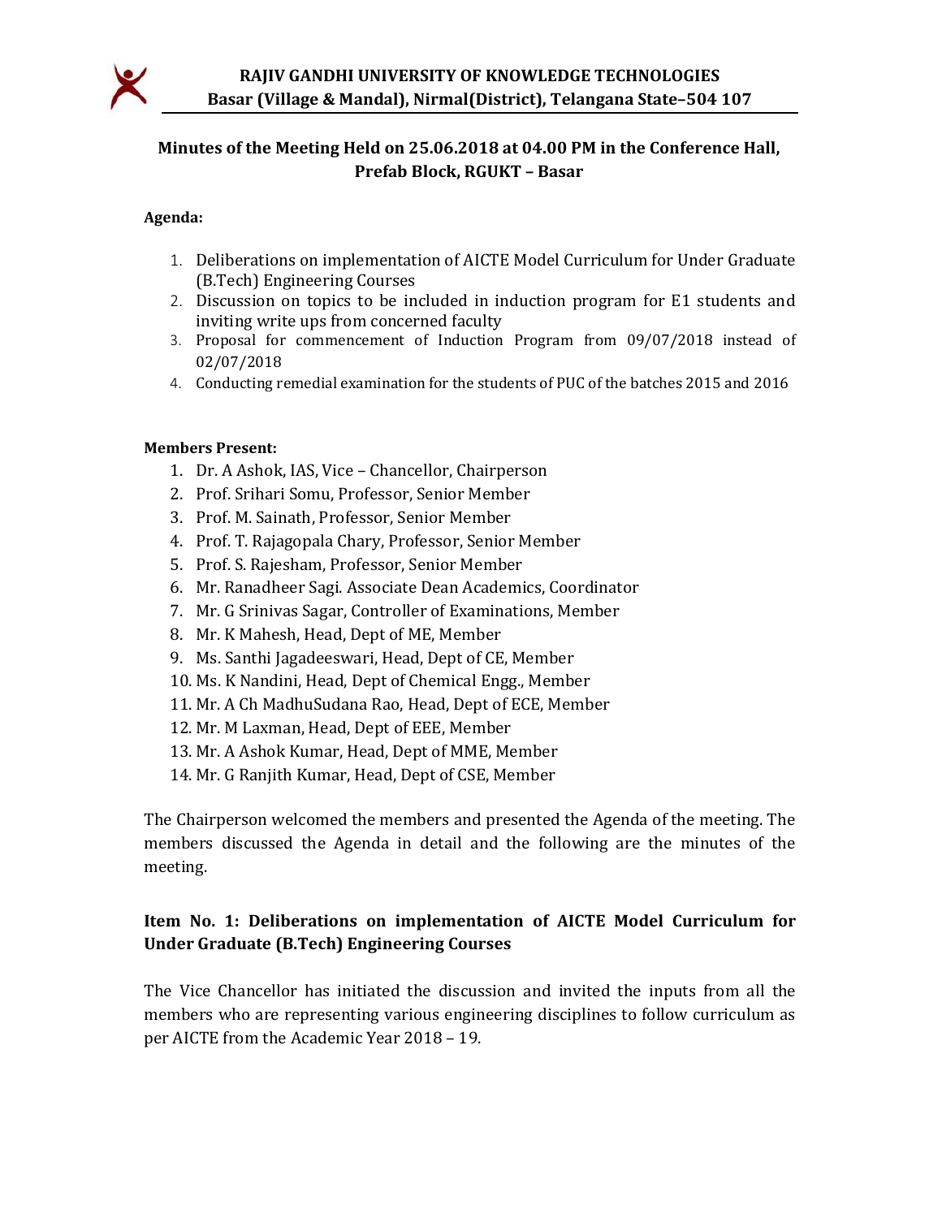## RAJIV GANDHI UNIVERSITY OF KNOWLEDGE TECHNOLOGIES
**Basar (Village & Mandal), Nirmal(District), Telangana State–504 107**

### Minutes of the Meeting Held on 25.06.2018 at 04.00 PM in the Conference Hall, Prefab Block, RGUKT – Basar

**Agenda:**

1. Deliberations on implementation of AICTE Model Curriculum for Under Graduate (B.Tech) Engineering Courses
2. Discussion on topics to be included in induction program for E1 students and inviting write ups from concerned faculty
3. Proposal for commencement of Induction Program from 09/07/2018 instead of 02/07/2018
4. Conducting remedial examination for the students of PUC of the batches 2015 and 2016

**Members Present:**

1. Dr. A Ashok, IAS, Vice – Chancellor, Chairperson
2. Prof. Srihari Somu, Professor, Senior Member
3. Prof. M. Sainath, Professor, Senior Member
4. Prof. T. Rajagopala Chary, Professor, Senior Member
5. Prof. S. Rajesham, Professor, Senior Member
6. Mr. Ranadheer Sagi. Associate Dean Academics, Coordinator
7. Mr. G Srinivas Sagar, Controller of Examinations, Member
8. Mr. K Mahesh, Head, Dept of ME, Member
9. Ms. Santhi Jagadeeswari, Head, Dept of CE, Member
10. Ms. K Nandini, Head, Dept of Chemical Engg., Member
11. Mr. A Ch MadhuSudana Rao, Head, Dept of ECE, Member
12. Mr. M Laxman, Head, Dept of EEE, Member
13. Mr. A Ashok Kumar, Head, Dept of MME, Member
14. Mr. G Ranjith Kumar, Head, Dept of CSE, Member

The Chairperson welcomed the members and presented the Agenda of the meeting. The members discussed the Agenda in detail and the following are the minutes of the meeting.

### Item No. 1: Deliberations on implementation of AICTE Model Curriculum for Under Graduate (B.Tech) Engineering Courses

The Vice Chancellor has initiated the discussion and invited the inputs from all the members who are representing various engineering disciplines to follow curriculum as per AICTE from the Academic Year 2018 – 19.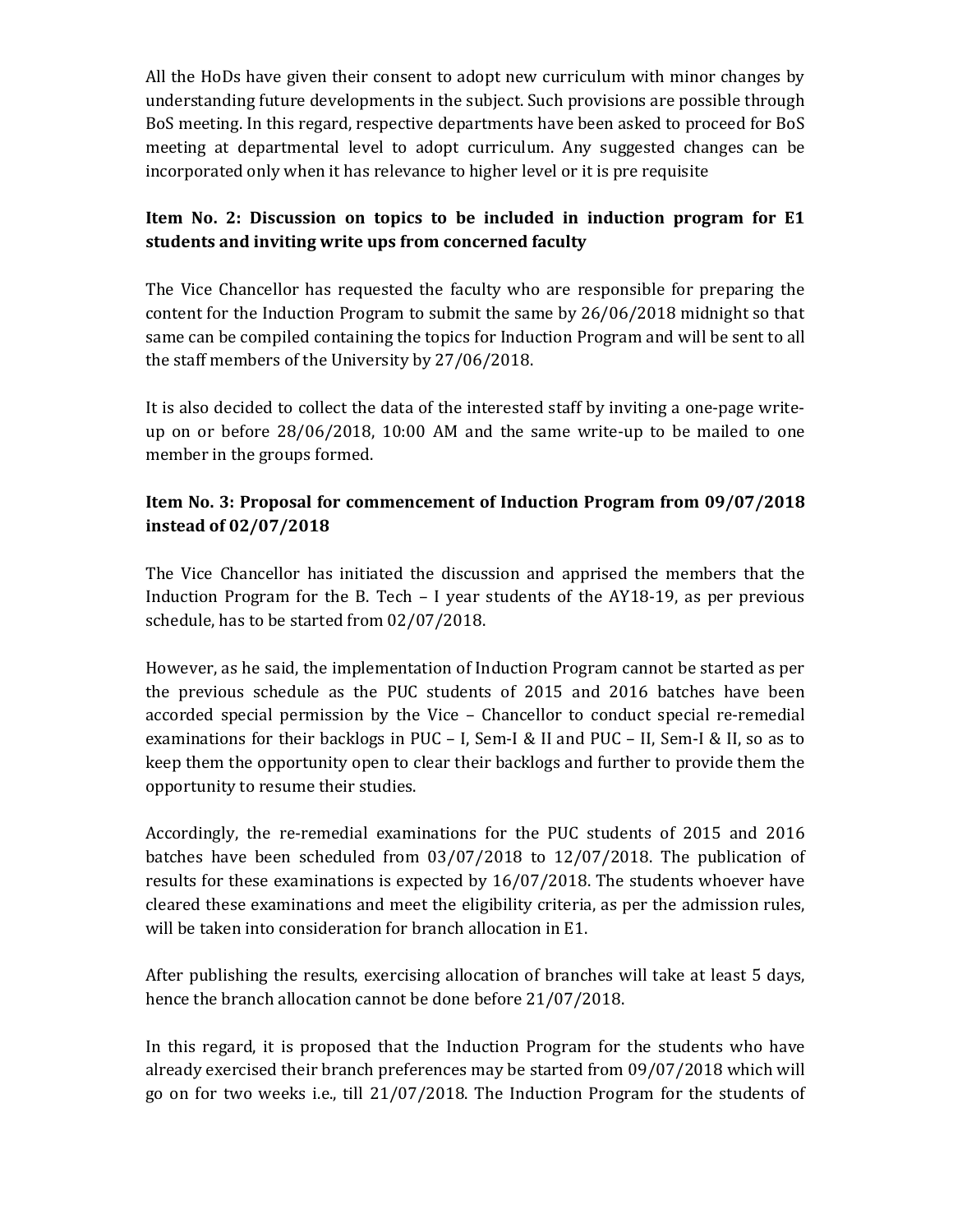All the HoDs have given their consent to adopt new curriculum with minor changes by understanding future developments in the subject. Such provisions are possible through BoS meeting. In this regard, respective departments have been asked to proceed for BoS meeting at departmental level to adopt curriculum. Any suggested changes can be incorporated only when it has relevance to higher level or it is pre requisite

**Item No. 2: Discussion on topics to be included in induction program for E1 students and inviting write ups from concerned faculty**

The Vice Chancellor has requested the faculty who are responsible for preparing the content for the Induction Program to submit the same by 26/06/2018 midnight so that same can be compiled containing the topics for Induction Program and will be sent to all the staff members of the University by 27/06/2018.

It is also decided to collect the data of the interested staff by inviting a one-page write-up on or before 28/06/2018, 10:00 AM and the same write-up to be mailed to one member in the groups formed.

**Item No. 3: Proposal for commencement of Induction Program from 09/07/2018 instead of 02/07/2018**

The Vice Chancellor has initiated the discussion and apprised the members that the Induction Program for the B. Tech – I year students of the AY18-19, as per previous schedule, has to be started from 02/07/2018.

However, as he said, the implementation of Induction Program cannot be started as per the previous schedule as the PUC students of 2015 and 2016 batches have been accorded special permission by the Vice – Chancellor to conduct special re-remedial examinations for their backlogs in PUC – I, Sem-I & II and PUC – II, Sem-I & II, so as to keep them the opportunity open to clear their backlogs and further to provide them the opportunity to resume their studies.

Accordingly, the re-remedial examinations for the PUC students of 2015 and 2016 batches have been scheduled from 03/07/2018 to 12/07/2018. The publication of results for these examinations is expected by 16/07/2018. The students whoever have cleared these examinations and meet the eligibility criteria, as per the admission rules, will be taken into consideration for branch allocation in E1.

After publishing the results, exercising allocation of branches will take at least 5 days, hence the branch allocation cannot be done before 21/07/2018.

In this regard, it is proposed that the Induction Program for the students who have already exercised their branch preferences may be started from 09/07/2018 which will go on for two weeks i.e., till 21/07/2018. The Induction Program for the students of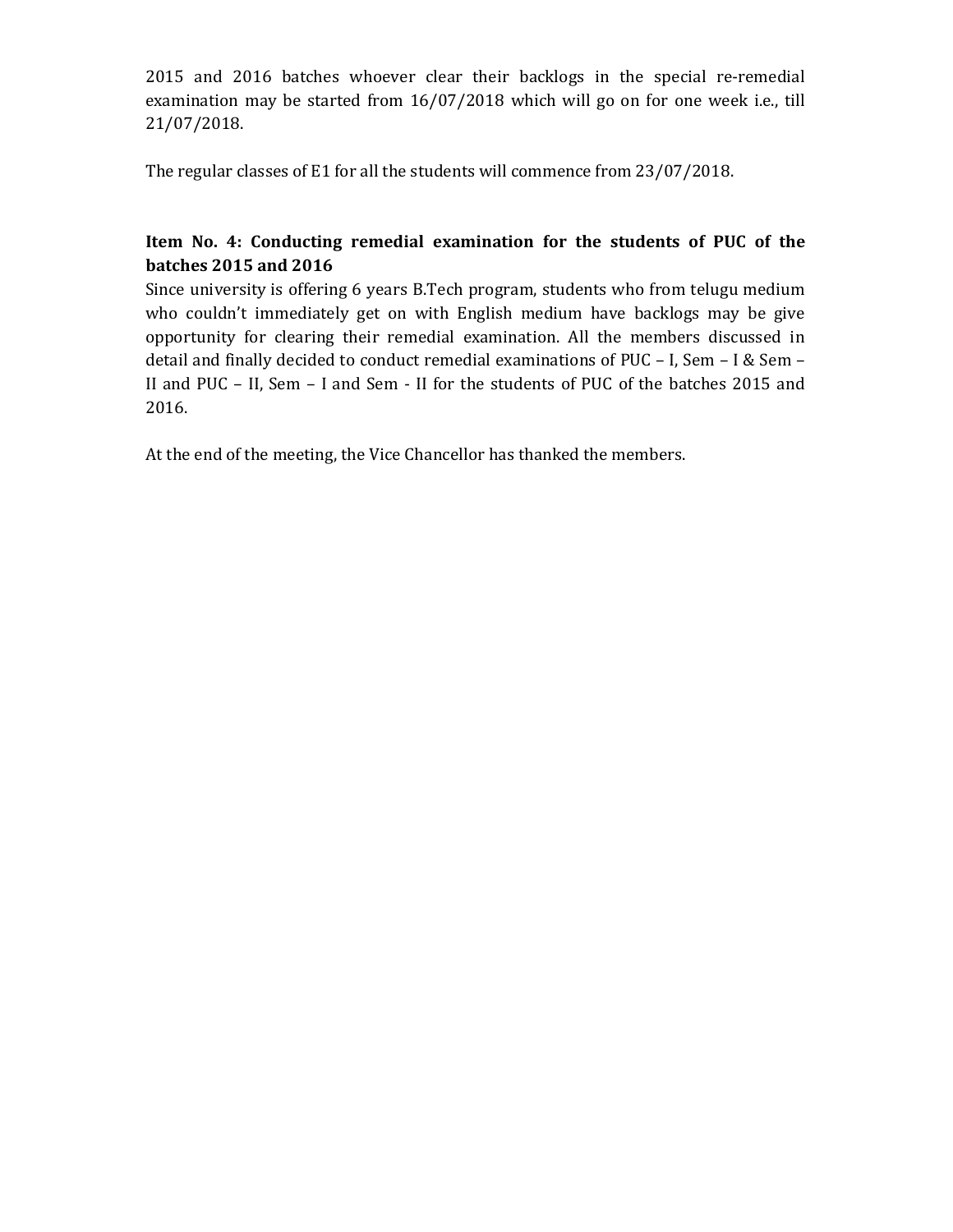2015 and 2016 batches whoever clear their backlogs in the special re-remedial examination may be started from 16/07/2018 which will go on for one week i.e., till 21/07/2018.

The regular classes of E1 for all the students will commence from 23/07/2018.

**Item No. 4: Conducting remedial examination for the students of PUC of the batches 2015 and 2016**

Since university is offering 6 years B.Tech program, students who from telugu medium who couldn't immediately get on with English medium have backlogs may be give opportunity for clearing their remedial examination. All the members discussed in detail and finally decided to conduct remedial examinations of PUC – I, Sem – I & Sem – II and PUC – II, Sem – I and Sem - II for the students of PUC of the batches 2015 and 2016.

At the end of the meeting, the Vice Chancellor has thanked the members.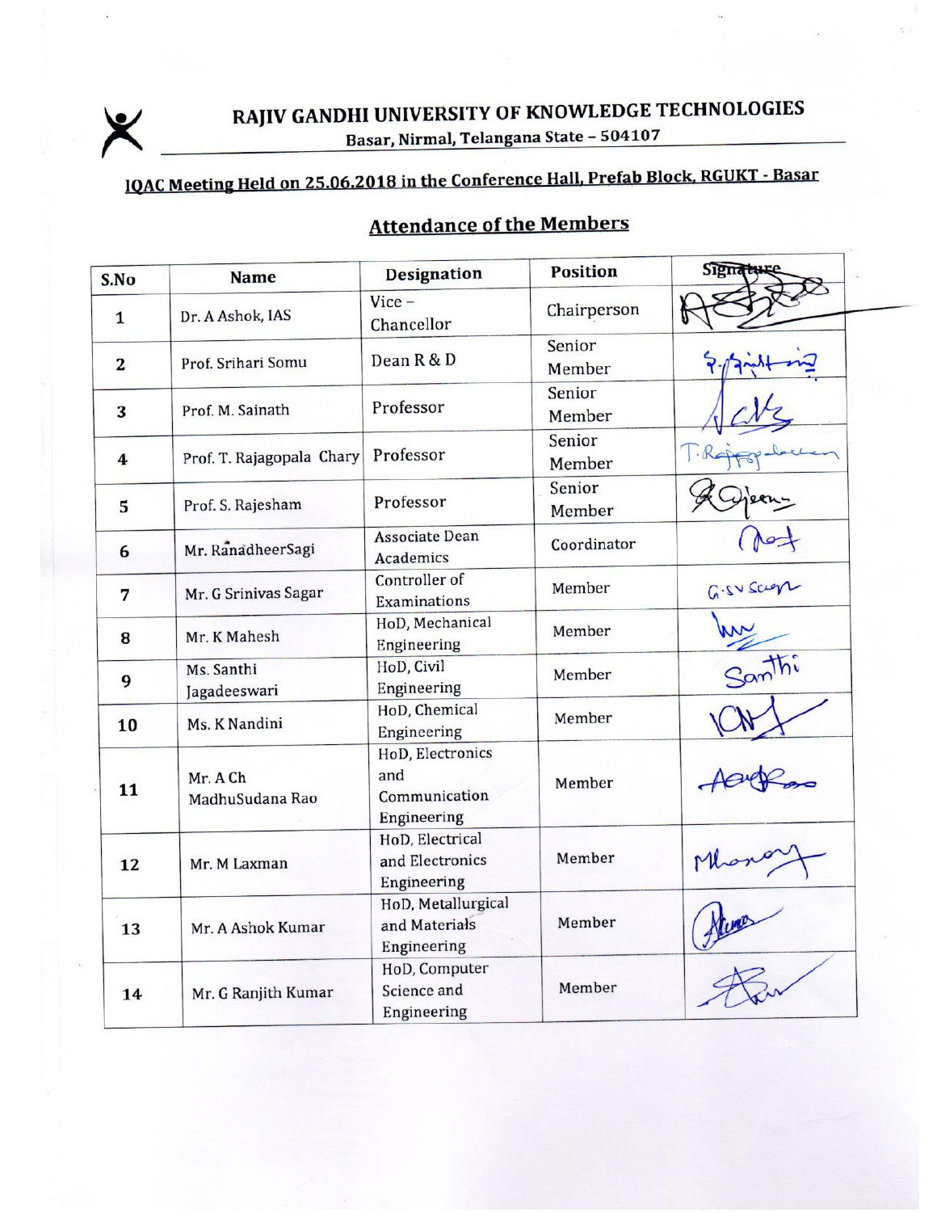# RAJIV GANDHI UNIVERSITY OF KNOWLEDGE TECHNOLOGIES

Basar, Nirmal, Telangana State – 504107

## IQAC Meeting Held on 25.06.2018 in the Conference Hall, Prefab Block, RGUKT - Basar

## Attendance of the Members

| S.No | Name | Designation | Position | Signature |
|---|---|---|---|---|
| 1 | Dr. A Ashok, IAS | Vice – Chancellor | Chairperson | |
| 2 | Prof. Srihari Somu | Dean R & D | Senior Member | |
| 3 | Prof. M. Sainath | Professor | Senior Member | |
| 4 | Prof. T. Rajagopala Chary | Professor | Senior Member | |
| 5 | Prof. S. Rajesham | Professor | Senior Member | |
| 6 | Mr. RanadheerSagi | Associate Dean Academics | Coordinator | |
| 7 | Mr. G Srinivas Sagar | Controller of Examinations | Member | |
| 8 | Mr. K Mahesh | HoD, Mechanical Engineering | Member | |
| 9 | Ms. Santhi Jagadeeswari | HoD, Civil Engineering | Member | |
| 10 | Ms. K Nandini | HoD, Chemical Engineering | Member | |
| 11 | Mr. A Ch MadhuSudana Rao | HoD, Electronics and Communication Engineering | Member | |
| 12 | Mr. M Laxman | HoD, Electrical and Electronics Engineering | Member | |
| 13 | Mr. A Ashok Kumar | HoD, Metallurgical and Materials Engineering | Member | |
| 14 | Mr. G Ranjith Kumar | HoD, Computer Science and Engineering | Member | |